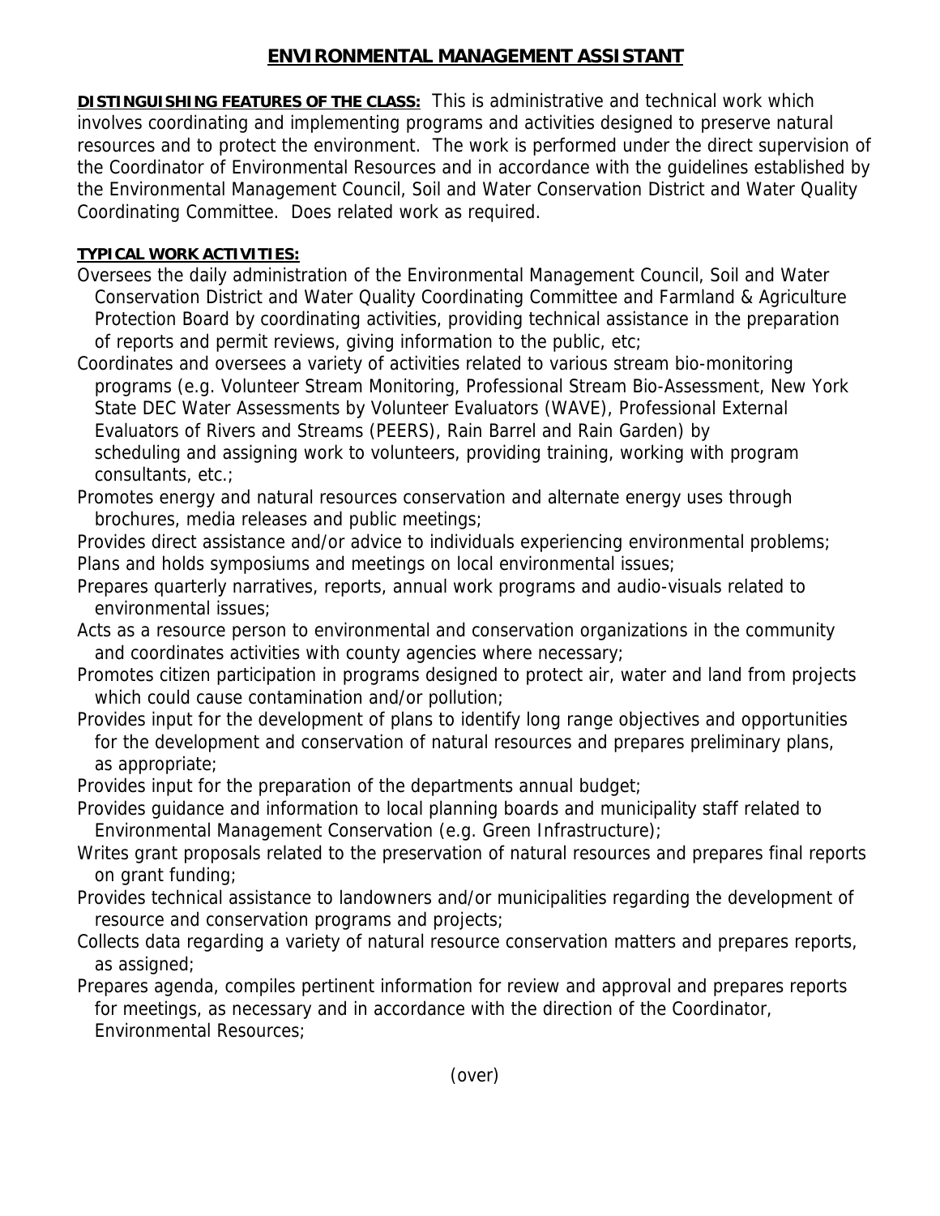# ENVIRONMENTAL MANAGEMENT ASSISTANT

**DISTINGUISHING FEATURES OF THE CLASS:** This is administrative and technical work which involves coordinating and implementing programs and activities designed to preserve natural resources and to protect the environment. The work is performed under the direct supervision of the Coordinator of Environmental Resources and in accordance with the guidelines established by the Environmental Management Council, Soil and Water Conservation District and Water Quality Coordinating Committee. Does related work as required.

**TYPICAL WORK ACTIVITIES:**

Oversees the daily administration of the Environmental Management Council, Soil and Water Conservation District and Water Quality Coordinating Committee and Farmland & Agriculture Protection Board by coordinating activities, providing technical assistance in the preparation of reports and permit reviews, giving information to the public, etc;

Coordinates and oversees a variety of activities related to various stream bio-monitoring programs (e.g. Volunteer Stream Monitoring, Professional Stream Bio-Assessment, New York State DEC Water Assessments by Volunteer Evaluators (WAVE), Professional External Evaluators of Rivers and Streams (PEERS), Rain Barrel and Rain Garden) by scheduling and assigning work to volunteers, providing training, working with program consultants, etc.;

Promotes energy and natural resources conservation and alternate energy uses through brochures, media releases and public meetings;

Provides direct assistance and/or advice to individuals experiencing environmental problems;

Plans and holds symposiums and meetings on local environmental issues;

Prepares quarterly narratives, reports, annual work programs and audio-visuals related to environmental issues;

Acts as a resource person to environmental and conservation organizations in the community and coordinates activities with county agencies where necessary;

Promotes citizen participation in programs designed to protect air, water and land from projects which could cause contamination and/or pollution;

Provides input for the development of plans to identify long range objectives and opportunities for the development and conservation of natural resources and prepares preliminary plans, as appropriate;

Provides input for the preparation of the departments annual budget;

Provides guidance and information to local planning boards and municipality staff related to Environmental Management Conservation (e.g. Green Infrastructure);

Writes grant proposals related to the preservation of natural resources and prepares final reports on grant funding;

Provides technical assistance to landowners and/or municipalities regarding the development of resource and conservation programs and projects;

Collects data regarding a variety of natural resource conservation matters and prepares reports, as assigned;

Prepares agenda, compiles pertinent information for review and approval and prepares reports for meetings, as necessary and in accordance with the direction of the Coordinator, Environmental Resources;

(over)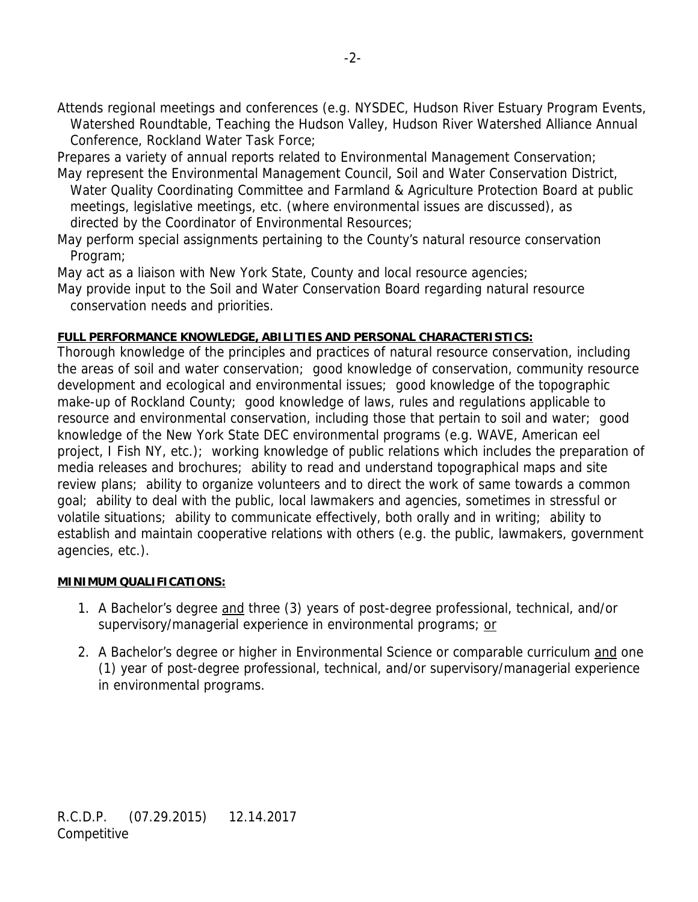Attends regional meetings and conferences (e.g. NYSDEC, Hudson River Estuary Program Events, Watershed Roundtable, Teaching the Hudson Valley, Hudson River Watershed Alliance Annual Conference, Rockland Water Task Force;

Prepares a variety of annual reports related to Environmental Management Conservation;

May represent the Environmental Management Council, Soil and Water Conservation District, Water Quality Coordinating Committee and Farmland & Agriculture Protection Board at public meetings, legislative meetings, etc. (where environmental issues are discussed), as directed by the Coordinator of Environmental Resources;

May perform special assignments pertaining to the County's natural resource conservation Program;

May act as a liaison with New York State, County and local resource agencies;

May provide input to the Soil and Water Conservation Board regarding natural resource conservation needs and priorities.

**FULL PERFORMANCE KNOWLEDGE, ABILITIES AND PERSONAL CHARACTERISTICS:**

Thorough knowledge of the principles and practices of natural resource conservation, including the areas of soil and water conservation; good knowledge of conservation, community resource development and ecological and environmental issues; good knowledge of the topographic make-up of Rockland County; good knowledge of laws, rules and regulations applicable to resource and environmental conservation, including those that pertain to soil and water; good knowledge of the New York State DEC environmental programs (e.g. WAVE, American eel project, I Fish NY, etc.); working knowledge of public relations which includes the preparation of media releases and brochures; ability to read and understand topographical maps and site review plans; ability to organize volunteers and to direct the work of same towards a common goal; ability to deal with the public, local lawmakers and agencies, sometimes in stressful or volatile situations; ability to communicate effectively, both orally and in writing; ability to establish and maintain cooperative relations with others (e.g. the public, lawmakers, government agencies, etc.).

**MINIMUM QUALIFICATIONS:**

1. A Bachelor's degree and three (3) years of post-degree professional, technical, and/or supervisory/managerial experience in environmental programs; or

2. A Bachelor's degree or higher in Environmental Science or comparable curriculum and one (1) year of post-degree professional, technical, and/or supervisory/managerial experience in environmental programs.

R.C.D.P. (07.29.2015) 12.14.2017
Competitive